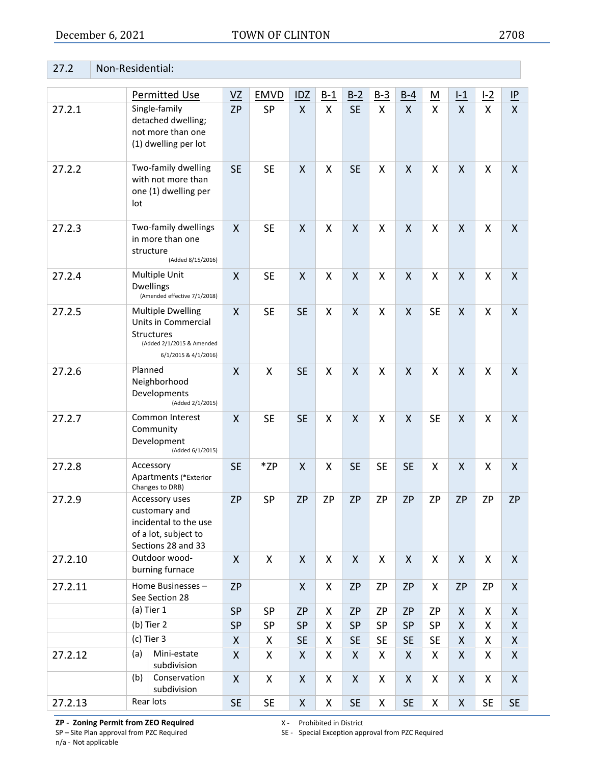## 27.2 Non-Residential:

| | Permitted Use | VZ | EMVD | IDZ | B-1 | B-2 | B-3 | B-4 | M | I-1 | I-2 | IP |
|---|---|---|---|---|---|---|---|---|---|---|---|---|
| 27.2.1 | Single-family detached dwelling; not more than one (1) dwelling per lot | ZP | SP | X | X | SE | X | X | X | X | X | X |
| 27.2.2 | Two-family dwelling with not more than one (1) dwelling per lot | SE | SE | X | X | SE | X | X | X | X | X | X |
| 27.2.3 | Two-family dwellings in more than one structure (Added 8/15/2016) | X | SE | X | X | X | X | X | X | X | X | X |
| 27.2.4 | Multiple Unit Dwellings (Amended effective 7/1/2018) | X | SE | X | X | X | X | X | X | X | X | X |
| 27.2.5 | Multiple Dwelling Units in Commercial Structures (Added 2/1/2015 & Amended 6/1/2015 & 4/1/2016) | X | SE | SE | X | X | X | X | SE | X | X | X |
| 27.2.6 | Planned Neighborhood Developments (Added 2/1/2015) | X | X | SE | X | X | X | X | X | X | X | X |
| 27.2.7 | Common Interest Community Development (Added 6/1/2015) | X | SE | SE | X | X | X | X | SE | X | X | X |
| 27.2.8 | Accessory Apartments (*Exterior Changes to DRB) | SE | *ZP | X | X | SE | SE | SE | X | X | X | X |
| 27.2.9 | Accessory uses customary and incidental to the use of a lot, subject to Sections 28 and 33 | ZP | SP | ZP | ZP | ZP | ZP | ZP | ZP | ZP | ZP | ZP |
| 27.2.10 | Outdoor wood-burning furnace | X | X | X | X | X | X | X | X | X | X | X |
| 27.2.11 | Home Businesses – See Section 28 | ZP | | X | X | ZP | ZP | ZP | X | ZP | ZP | X |
| | (a) Tier 1 | SP | SP | ZP | X | ZP | ZP | ZP | ZP | X | X | X |
| | (b) Tier 2 | SP | SP | SP | X | SP | SP | SP | SP | X | X | X |
| | (c) Tier 3 | X | X | SE | X | SE | SE | SE | SE | X | X | X |
| 27.2.12 | (a) Mini-estate subdivision | X | X | X | X | X | X | X | X | X | X | X |
| | (b) Conservation subdivision | X | X | X | X | X | X | X | X | X | X | X |
| 27.2.13 | Rear lots | SE | SE | X | X | SE | X | SE | X | X | SE | SE |

**ZP - Zoning Permit from ZEO Required**
SP – Site Plan approval from PZC Required
n/a - Not applicable
X - Prohibited in District
SE - Special Exception approval from PZC Required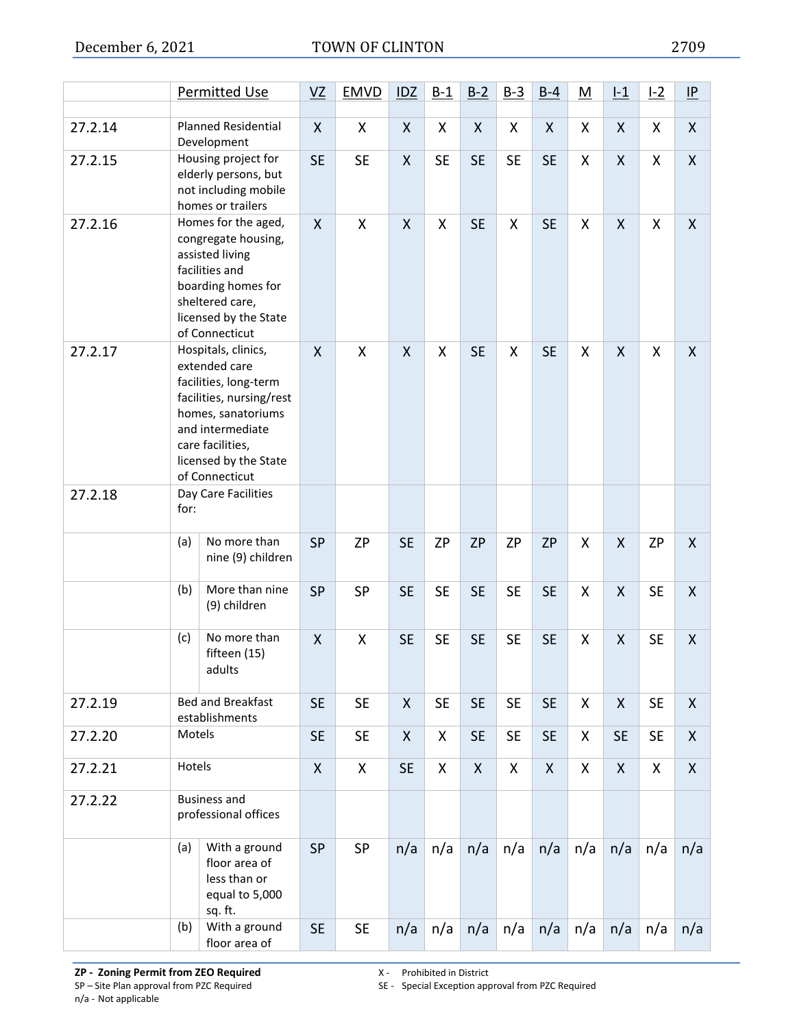| | Permitted Use | VZ | EMVD | IDZ | B-1 | B-2 | B-3 | B-4 | M | I-1 | I-2 | IP |
|---|---|---|---|---|---|---|---|---|---|---|---|---|
| | | | | | | | | | | | | |
| 27.2.14 | Planned Residential Development | X | X | X | X | X | X | X | X | X | X | X |
| 27.2.15 | Housing project for elderly persons, but not including mobile homes or trailers | SE | SE | X | SE | SE | SE | SE | X | X | X | X |
| 27.2.16 | Homes for the aged, congregate housing, assisted living facilities and boarding homes for sheltered care, licensed by the State of Connecticut | X | X | X | X | SE | X | SE | X | X | X | X |
| 27.2.17 | Hospitals, clinics, extended care facilities, long-term facilities, nursing/rest homes, sanatoriums and intermediate care facilities, licensed by the State of Connecticut | X | X | X | X | SE | X | SE | X | X | X | X |
| 27.2.18 | Day Care Facilities for: | | | | | | | | | | | |
| | (a) No more than nine (9) children | SP | ZP | SE | ZP | ZP | ZP | ZP | X | X | ZP | X |
| | (b) More than nine (9) children | SP | SP | SE | SE | SE | SE | SE | X | X | SE | X |
| | (c) No more than fifteen (15) adults | X | X | SE | SE | SE | SE | SE | X | X | SE | X |
| 27.2.19 | Bed and Breakfast establishments | SE | SE | X | SE | SE | SE | SE | X | X | SE | X |
| 27.2.20 | Motels | SE | SE | X | X | SE | SE | SE | X | SE | SE | X |
| 27.2.21 | Hotels | X | X | SE | X | X | X | X | X | X | X | X |
| 27.2.22 | Business and professional offices | | | | | | | | | | | |
| | (a) With a ground floor area of less than or equal to 5,000 sq. ft. | SP | SP | n/a | n/a | n/a | n/a | n/a | n/a | n/a | n/a | n/a |
| | (b) With a ground floor area of | SE | SE | n/a | n/a | n/a | n/a | n/a | n/a | n/a | n/a | n/a |

**ZP - Zoning Permit from ZEO Required**
SP – Site Plan approval from PZC Required
n/a - Not applicable
X - Prohibited in District
SE - Special Exception approval from PZC Required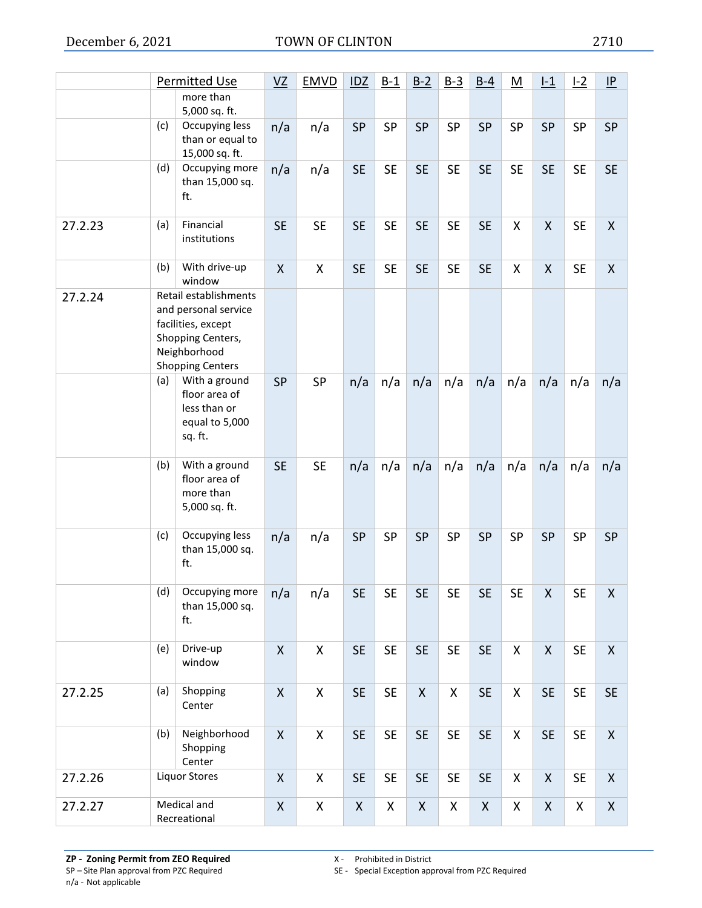| | | Permitted Use | VZ | EMVD | IDZ | B-1 | B-2 | B-3 | B-4 | M | I-1 | I-2 | IP |
|---|---|---|---|---|---|---|---|---|---|---|---|---|---|
| | | more than 5,000 sq. ft. | | | | | | | | | | | |
| | (c) | Occupying less than or equal to 15,000 sq. ft. | n/a | n/a | SP | SP | SP | SP | SP | SP | SP | SP | SP |
| | (d) | Occupying more than 15,000 sq. ft. | n/a | n/a | SE | SE | SE | SE | SE | SE | SE | SE | SE |
| 27.2.23 | (a) | Financial institutions | SE | SE | SE | SE | SE | SE | SE | X | X | SE | X |
| | (b) | With drive-up window | X | X | SE | SE | SE | SE | SE | X | X | SE | X |
| 27.2.24 | Retail establishments and personal service facilities, except Shopping Centers, Neighborhood Shopping Centers | | | | | | | | | | | | |
| | (a) | With a ground floor area of less than or equal to 5,000 sq. ft. | SP | SP | n/a | n/a | n/a | n/a | n/a | n/a | n/a | n/a | n/a |
| | (b) | With a ground floor area of more than 5,000 sq. ft. | SE | SE | n/a | n/a | n/a | n/a | n/a | n/a | n/a | n/a | n/a |
| | (c) | Occupying less than 15,000 sq. ft. | n/a | n/a | SP | SP | SP | SP | SP | SP | SP | SP | SP |
| | (d) | Occupying more than 15,000 sq. ft. | n/a | n/a | SE | SE | SE | SE | SE | SE | X | SE | X |
| | (e) | Drive-up window | X | X | SE | SE | SE | SE | SE | X | X | SE | X |
| 27.2.25 | (a) | Shopping Center | X | X | SE | SE | X | X | SE | X | SE | SE | SE |
| | (b) | Neighborhood Shopping Center | X | X | SE | SE | SE | SE | SE | X | SE | SE | X |
| 27.2.26 | Liquor Stores | | X | X | SE | SE | SE | SE | SE | X | X | SE | X |
| 27.2.27 | Medical and Recreational | | X | X | X | X | X | X | X | X | X | X | X |

**ZP - Zoning Permit from ZEO Required**
SP – Site Plan approval from PZC Required
n/a - Not applicable
X - Prohibited in District
SE - Special Exception approval from PZC Required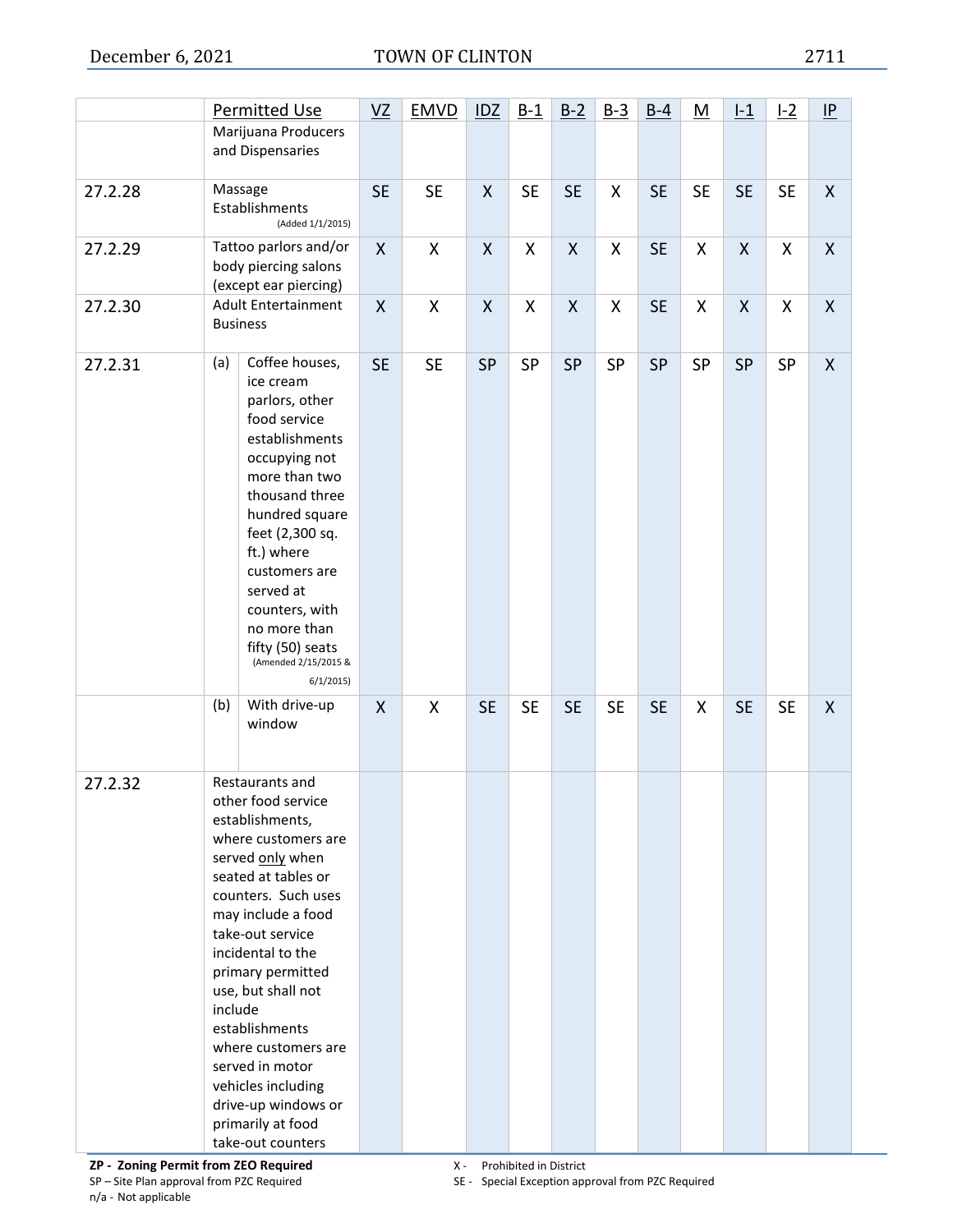| | Permitted Use | VZ | EMVD | IDZ | B-1 | B-2 | B-3 | B-4 | M | I-1 | I-2 | IP |
|---|---|---|---|---|---|---|---|---|---|---|---|---|
| | Marijuana Producers and Dispensaries | | | | | | | | | | | |
| 27.2.28 | Massage Establishments (Added 1/1/2015) | SE | SE | X | SE | SE | X | SE | SE | SE | SE | X |
| 27.2.29 | Tattoo parlors and/or body piercing salons (except ear piercing) | X | X | X | X | X | X | SE | X | X | X | X |
| 27.2.30 | Adult Entertainment Business | X | X | X | X | X | X | SE | X | X | X | X |
| 27.2.31 | (a) Coffee houses, ice cream parlors, other food service establishments occupying not more than two thousand three hundred square feet (2,300 sq. ft.) where customers are served at counters, with no more than fifty (50) seats (Amended 2/15/2015 & 6/1/2015) | SE | SE | SP | SP | SP | SP | SP | SP | SP | SP | X |
| | (b) With drive-up window | X | X | SE | SE | SE | SE | SE | X | SE | SE | X |
| 27.2.32 | Restaurants and other food service establishments, where customers are served only when seated at tables or counters. Such uses may include a food take-out service incidental to the primary permitted use, but shall not include establishments where customers are served in motor vehicles including drive-up windows or primarily at food take-out counters | | | | | | | | | | | |

**ZP - Zoning Permit from ZEO Required**
SP – Site Plan approval from PZC Required
n/a - Not applicable
X - Prohibited in District
SE - Special Exception approval from PZC Required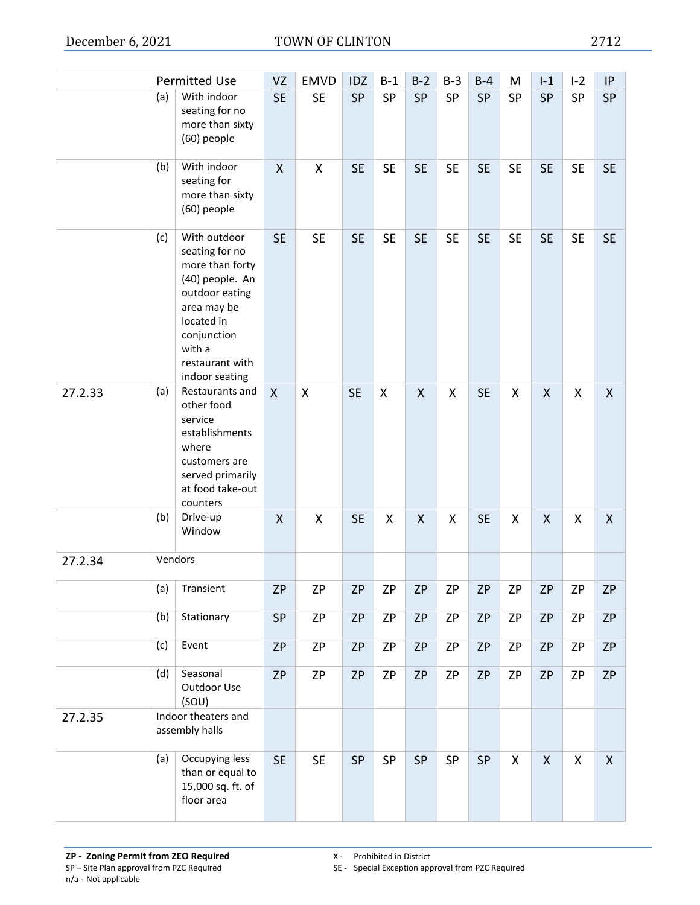| | | Permitted Use | VZ | EMVD | IDZ | B-1 | B-2 | B-3 | B-4 | M | I-1 | I-2 | IP |
|---|---|---|---|---|---|---|---|---|---|---|---|---|---|
| | (a) | With indoor seating for no more than sixty (60) people | SE | SE | SP | SP | SP | SP | SP | SP | SP | SP | SP |
| | (b) | With indoor seating for more than sixty (60) people | X | X | SE | SE | SE | SE | SE | SE | SE | SE | SE |
| | (c) | With outdoor seating for no more than forty (40) people. An outdoor eating area may be located in conjunction with a restaurant with indoor seating | SE | SE | SE | SE | SE | SE | SE | SE | SE | SE | SE |
| 27.2.33 | (a) | Restaurants and other food service establishments where customers are served primarily at food take-out counters | X | X | SE | X | X | X | SE | X | X | X | X |
| | (b) | Drive-up Window | X | X | SE | X | X | X | SE | X | X | X | X |
| 27.2.34 | Vendors | | | | | | | | | | | | |
| | (a) | Transient | ZP | ZP | ZP | ZP | ZP | ZP | ZP | ZP | ZP | ZP | ZP |
| | (b) | Stationary | SP | ZP | ZP | ZP | ZP | ZP | ZP | ZP | ZP | ZP | ZP |
| | (c) | Event | ZP | ZP | ZP | ZP | ZP | ZP | ZP | ZP | ZP | ZP | ZP |
| | (d) | Seasonal Outdoor Use (SOU) | ZP | ZP | ZP | ZP | ZP | ZP | ZP | ZP | ZP | ZP | ZP |
| 27.2.35 | Indoor theaters and assembly halls | | | | | | | | | | | | |
| | (a) | Occupying less than or equal to 15,000 sq. ft. of floor area | SE | SE | SP | SP | SP | SP | SP | X | X | X | X |

**ZP - Zoning Permit from ZEO Required**
SP – Site Plan approval from PZC Required
n/a - Not applicable
X - Prohibited in District
SE - Special Exception approval from PZC Required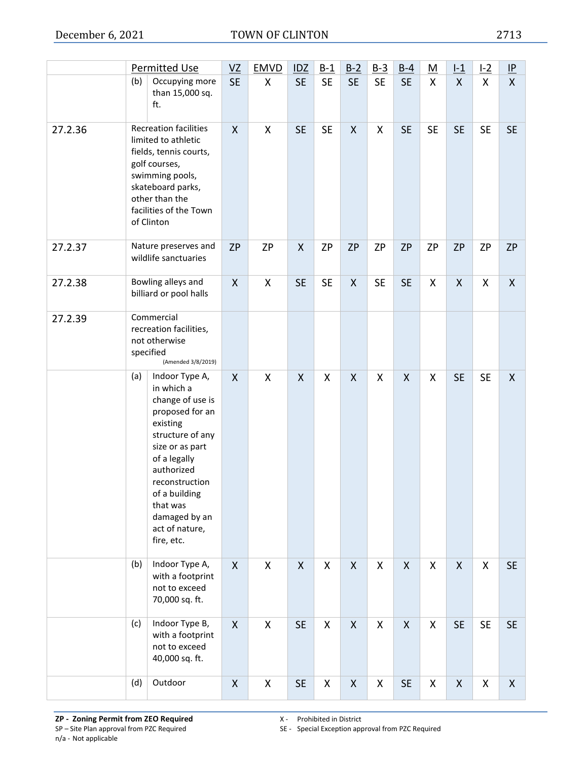| | | Permitted Use | VZ | EMVD | IDZ | B-1 | B-2 | B-3 | B-4 | M | I-1 | I-2 | IP |
|---|---|---|---|---|---|---|---|---|---|---|---|---|---|
| | (b) | Occupying more than 15,000 sq. ft. | SE | X | SE | SE | SE | SE | SE | X | X | X | X |
| 27.2.36 | | Recreation facilities limited to athletic fields, tennis courts, golf courses, swimming pools, skateboard parks, other than the facilities of the Town of Clinton | X | X | SE | SE | X | X | SE | SE | SE | SE | SE |
| 27.2.37 | | Nature preserves and wildlife sanctuaries | ZP | ZP | X | ZP | ZP | ZP | ZP | ZP | ZP | ZP | ZP |
| 27.2.38 | | Bowling alleys and billiard or pool halls | X | X | SE | SE | X | SE | SE | X | X | X | X |
| 27.2.39 | | Commercial recreation facilities, not otherwise specified (Amended 3/8/2019) | | | | | | | | | | | |
| | (a) | Indoor Type A, in which a change of use is proposed for an existing structure of any size or as part of a legally authorized reconstruction of a building that was damaged by an act of nature, fire, etc. | X | X | X | X | X | X | X | X | SE | SE | X |
| | (b) | Indoor Type A, with a footprint not to exceed 70,000 sq. ft. | X | X | X | X | X | X | X | X | X | X | SE |
| | (c) | Indoor Type B, with a footprint not to exceed 40,000 sq. ft. | X | X | SE | X | X | X | X | X | SE | SE | SE |
| | (d) | Outdoor | X | X | SE | X | X | X | SE | X | X | X | X |

**ZP - Zoning Permit from ZEO Required**
SP – Site Plan approval from PZC Required
n/a - Not applicable
X - Prohibited in District
SE - Special Exception approval from PZC Required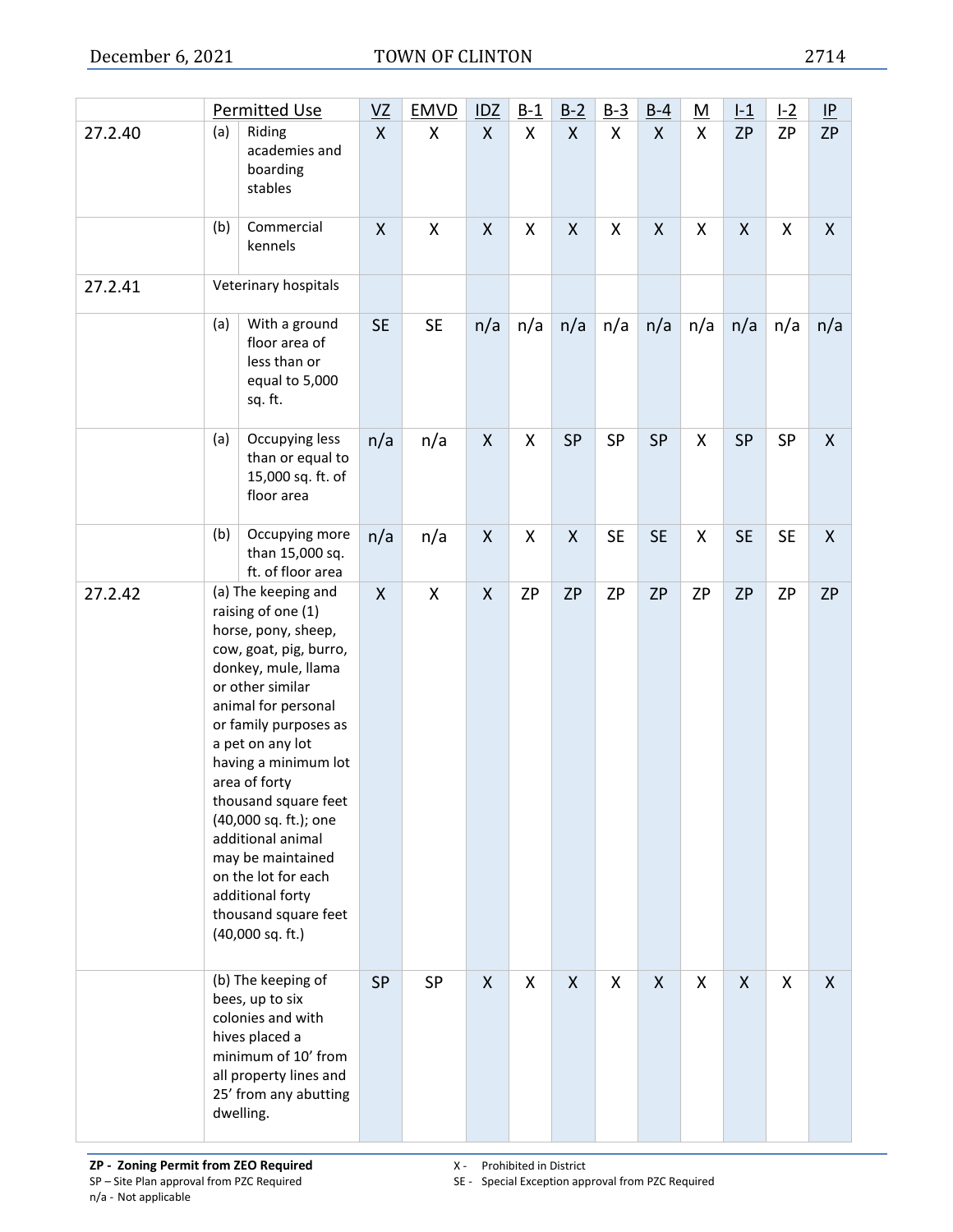| | Permitted Use | | VZ | EMVD | IDZ | B-1 | B-2 | B-3 | B-4 | M | I-1 | I-2 | IP |
|---|---|---|---|---|---|---|---|---|---|---|---|---|---|
| 27.2.40 | (a) | Riding academies and boarding stables | X | X | X | X | X | X | X | X | ZP | ZP | ZP |
| | (b) | Commercial kennels | X | X | X | X | X | X | X | X | X | X | X |
| 27.2.41 | Veterinary hospitals | | | | | | | | | | | | |
| | (a) | With a ground floor area of less than or equal to 5,000 sq. ft. | SE | SE | n/a | n/a | n/a | n/a | n/a | n/a | n/a | n/a | n/a |
| | (a) | Occupying less than or equal to 15,000 sq. ft. of floor area | n/a | n/a | X | X | SP | SP | SP | X | SP | SP | X |
| | (b) | Occupying more than 15,000 sq. ft. of floor area | n/a | n/a | X | X | X | SE | SE | X | SE | SE | X |
| 27.2.42 | (a) The keeping and raising of one (1) horse, pony, sheep, cow, goat, pig, burro, donkey, mule, llama or other similar animal for personal or family purposes as a pet on any lot having a minimum lot area of forty thousand square feet (40,000 sq. ft.); one additional animal may be maintained on the lot for each additional forty thousand square feet (40,000 sq. ft.) | | X | X | X | ZP | ZP | ZP | ZP | ZP | ZP | ZP | ZP |
| | (b) The keeping of bees, up to six colonies and with hives placed a minimum of 10' from all property lines and 25' from any abutting dwelling. | | SP | SP | X | X | X | X | X | X | X | X | X |

**ZP - Zoning Permit from ZEO Required**
SP – Site Plan approval from PZC Required
n/a - Not applicable
X - Prohibited in District
SE - Special Exception approval from PZC Required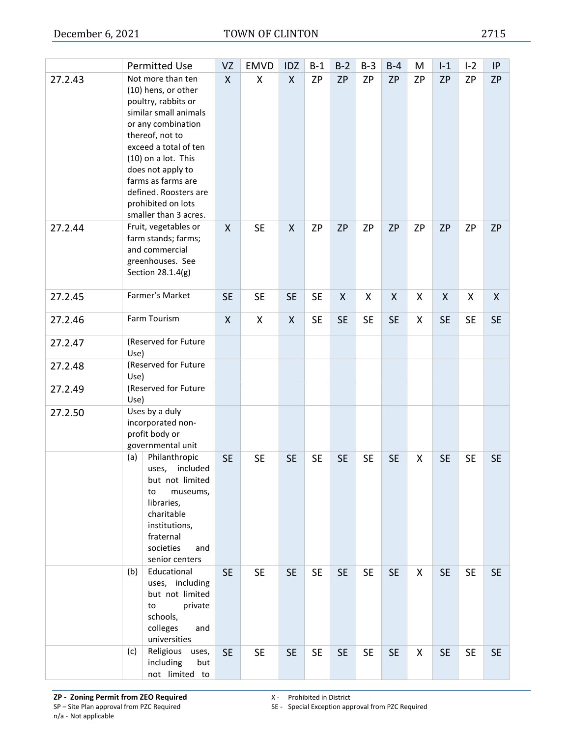| | Permitted Use | VZ | EMVD | IDZ | B-1 | B-2 | B-3 | B-4 | M | I-1 | I-2 | IP |
|---|---|---|---|---|---|---|---|---|---|---|---|---|
| 27.2.43 | Not more than ten (10) hens, or other poultry, rabbits or similar small animals or any combination thereof, not to exceed a total of ten (10) on a lot. This does not apply to farms as farms are defined. Roosters are prohibited on lots smaller than 3 acres. | X | X | X | ZP | ZP | ZP | ZP | ZP | ZP | ZP | ZP |
| 27.2.44 | Fruit, vegetables or farm stands; farms; and commercial greenhouses. See Section 28.1.4(g) | X | SE | X | ZP | ZP | ZP | ZP | ZP | ZP | ZP | ZP |
| 27.2.45 | Farmer's Market | SE | SE | SE | SE | X | X | X | X | X | X | X |
| 27.2.46 | Farm Tourism | X | X | X | SE | SE | SE | SE | X | SE | SE | SE |
| 27.2.47 | (Reserved for Future Use) | | | | | | | | | | | |
| 27.2.48 | (Reserved for Future Use) | | | | | | | | | | | |
| 27.2.49 | (Reserved for Future Use) | | | | | | | | | | | |
| 27.2.50 | Uses by a duly incorporated non-profit body or governmental unit | | | | | | | | | | | |
| | (a) Philanthropic uses, included but not limited to museums, libraries, charitable institutions, fraternal societies and senior centers | SE | SE | SE | SE | SE | SE | SE | X | SE | SE | SE |
| | (b) Educational uses, including but not limited to private schools, colleges and universities | SE | SE | SE | SE | SE | SE | SE | X | SE | SE | SE |
| | (c) Religious uses, including but not limited to | SE | SE | SE | SE | SE | SE | SE | X | SE | SE | SE |

**ZP - Zoning Permit from ZEO Required**
SP – Site Plan approval from PZC Required
n/a - Not applicable
X - Prohibited in District
SE - Special Exception approval from PZC Required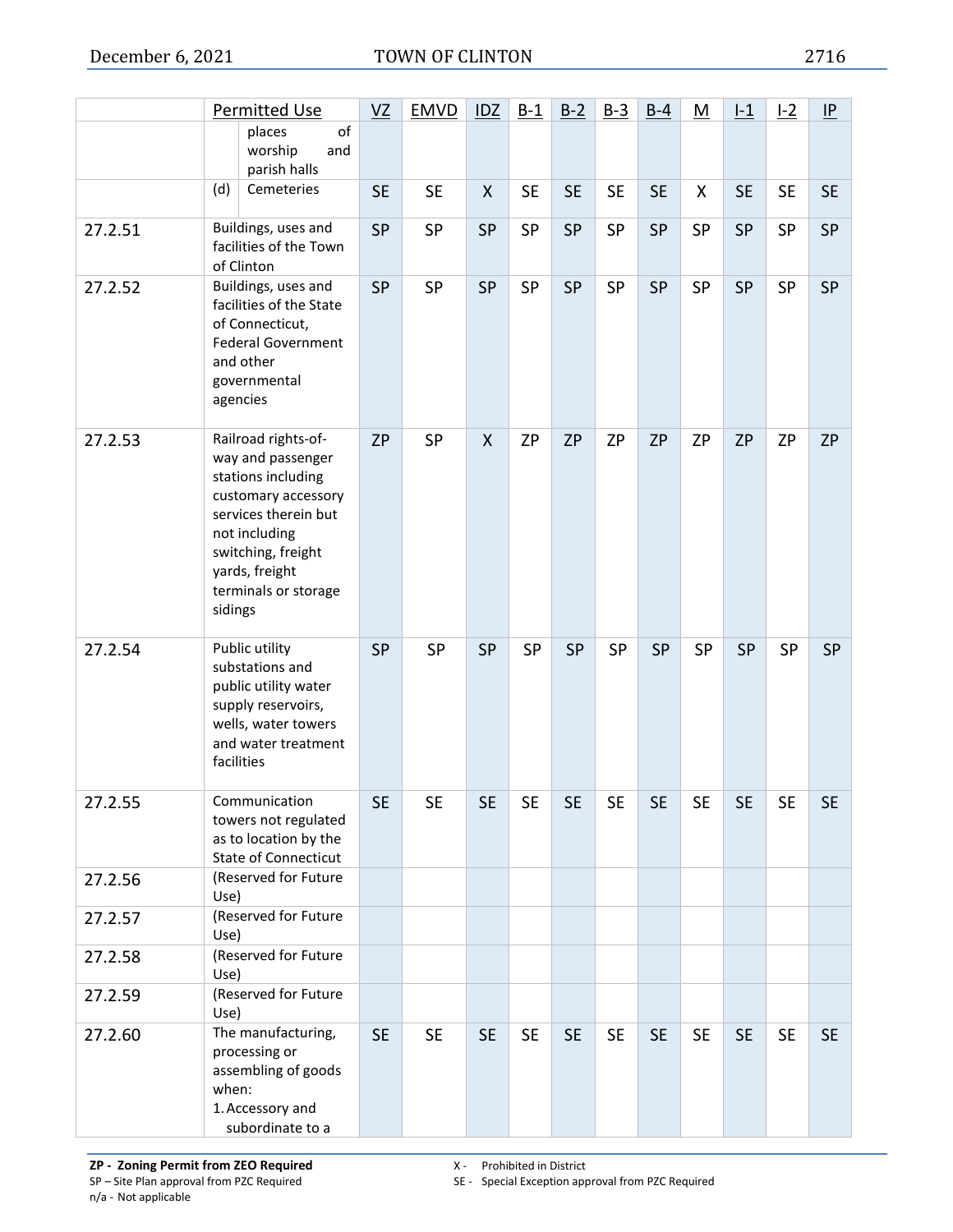| | Permitted Use | VZ | EMVD | IDZ | B-1 | B-2 | B-3 | B-4 | M | I-1 | I-2 | IP |
|---|---|---|---|---|---|---|---|---|---|---|---|---|
| | places of worship and parish halls | | | | | | | | | | | |
| | (d) Cemeteries | SE | SE | X | SE | SE | SE | SE | X | SE | SE | SE |
| 27.2.51 | Buildings, uses and facilities of the Town of Clinton | SP | SP | SP | SP | SP | SP | SP | SP | SP | SP | SP |
| 27.2.52 | Buildings, uses and facilities of the State of Connecticut, Federal Government and other governmental agencies | SP | SP | SP | SP | SP | SP | SP | SP | SP | SP | SP |
| 27.2.53 | Railroad rights-of-way and passenger stations including customary accessory services therein but not including switching, freight yards, freight terminals or storage sidings | ZP | SP | X | ZP | ZP | ZP | ZP | ZP | ZP | ZP | ZP |
| 27.2.54 | Public utility substations and public utility water supply reservoirs, wells, water towers and water treatment facilities | SP | SP | SP | SP | SP | SP | SP | SP | SP | SP | SP |
| 27.2.55 | Communication towers not regulated as to location by the State of Connecticut | SE | SE | SE | SE | SE | SE | SE | SE | SE | SE | SE |
| 27.2.56 | (Reserved for Future Use) | | | | | | | | | | | |
| 27.2.57 | (Reserved for Future Use) | | | | | | | | | | | |
| 27.2.58 | (Reserved for Future Use) | | | | | | | | | | | |
| 27.2.59 | (Reserved for Future Use) | | | | | | | | | | | |
| 27.2.60 | The manufacturing, processing or assembling of goods when: 1. Accessory and subordinate to a | SE | SE | SE | SE | SE | SE | SE | SE | SE | SE | SE |

**ZP - Zoning Permit from ZEO Required**
SP – Site Plan approval from PZC Required
n/a - Not applicable
X - Prohibited in District
SE - Special Exception approval from PZC Required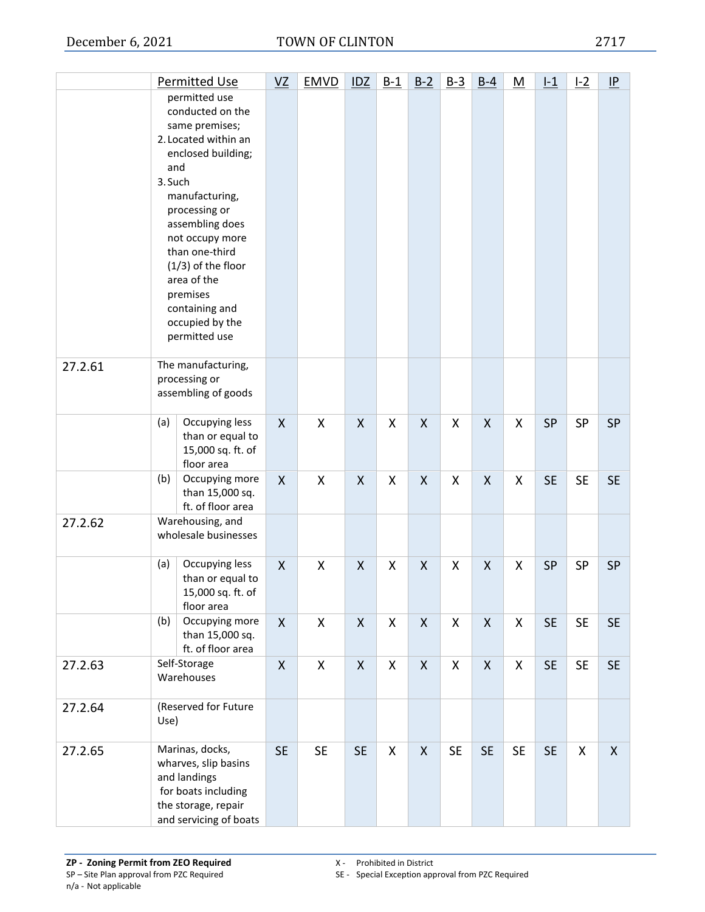| | Permitted Use | VZ | EMVD | IDZ | B-1 | B-2 | B-3 | B-4 | M | I-1 | I-2 | IP |
|---|---|---|---|---|---|---|---|---|---|---|---|---|
| | permitted use conducted on the same premises;<br>2. Located within an enclosed building; and<br>3. Such manufacturing, processing or assembling does not occupy more than one-third (1/3) of the floor area of the premises containing and occupied by the permitted use | | | | | | | | | | | |
| 27.2.61 | The manufacturing, processing or assembling of goods | | | | | | | | | | | |
| | (a) Occupying less than or equal to 15,000 sq. ft. of floor area | X | X | X | X | X | X | X | X | SP | SP | SP |
| | (b) Occupying more than 15,000 sq. ft. of floor area | X | X | X | X | X | X | X | X | SE | SE | SE |
| 27.2.62 | Warehousing, and wholesale businesses | | | | | | | | | | | |
| | (a) Occupying less than or equal to 15,000 sq. ft. of floor area | X | X | X | X | X | X | X | X | SP | SP | SP |
| | (b) Occupying more than 15,000 sq. ft. of floor area | X | X | X | X | X | X | X | X | SE | SE | SE |
| 27.2.63 | Self-Storage Warehouses | X | X | X | X | X | X | X | X | SE | SE | SE |
| 27.2.64 | (Reserved for Future Use) | | | | | | | | | | | |
| 27.2.65 | Marinas, docks, wharves, slip basins and landings for boats including the storage, repair and servicing of boats | SE | SE | SE | X | X | SE | SE | SE | SE | X | X |

**ZP - Zoning Permit from ZEO Required**
SP – Site Plan approval from PZC Required
n/a - Not applicable
X - Prohibited in District
SE - Special Exception approval from PZC Required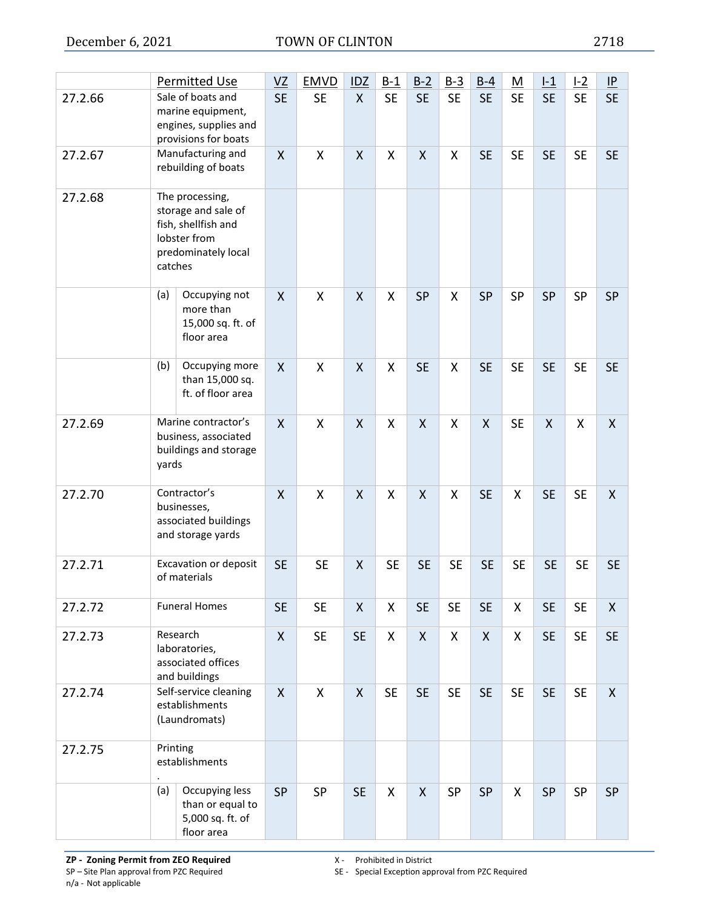| | Permitted Use | VZ | EMVD | IDZ | B-1 | B-2 | B-3 | B-4 | M | I-1 | I-2 | IP |
|---|---|---|---|---|---|---|---|---|---|---|---|---|
| 27.2.66 | Sale of boats and marine equipment, engines, supplies and provisions for boats | SE | SE | X | SE | SE | SE | SE | SE | SE | SE | SE |
| 27.2.67 | Manufacturing and rebuilding of boats | X | X | X | X | X | X | SE | SE | SE | SE | SE |
| 27.2.68 | The processing, storage and sale of fish, shellfish and lobster from predominately local catches | | | | | | | | | | | |
| | (a) Occupying not more than 15,000 sq. ft. of floor area | X | X | X | X | SP | X | SP | SP | SP | SP | SP |
| | (b) Occupying more than 15,000 sq. ft. of floor area | X | X | X | X | SE | X | SE | SE | SE | SE | SE |
| 27.2.69 | Marine contractor's business, associated buildings and storage yards | X | X | X | X | X | X | X | SE | X | X | X |
| 27.2.70 | Contractor's businesses, associated buildings and storage yards | X | X | X | X | X | X | SE | X | SE | SE | X |
| 27.2.71 | Excavation or deposit of materials | SE | SE | X | SE | SE | SE | SE | SE | SE | SE | SE |
| 27.2.72 | Funeral Homes | SE | SE | X | X | SE | SE | SE | X | SE | SE | X |
| 27.2.73 | Research laboratories, associated offices and buildings | X | SE | SE | X | X | X | X | X | SE | SE | SE |
| 27.2.74 | Self-service cleaning establishments (Laundromats) | X | X | X | SE | SE | SE | SE | SE | SE | SE | X |
| 27.2.75 | Printing establishments . | | | | | | | | | | | |
| | (a) Occupying less than or equal to 5,000 sq. ft. of floor area | SP | SP | SE | X | X | SP | SP | X | SP | SP | SP |

**ZP - Zoning Permit from ZEO Required**
SP – Site Plan approval from PZC Required
n/a - Not applicable
X - Prohibited in District
SE - Special Exception approval from PZC Required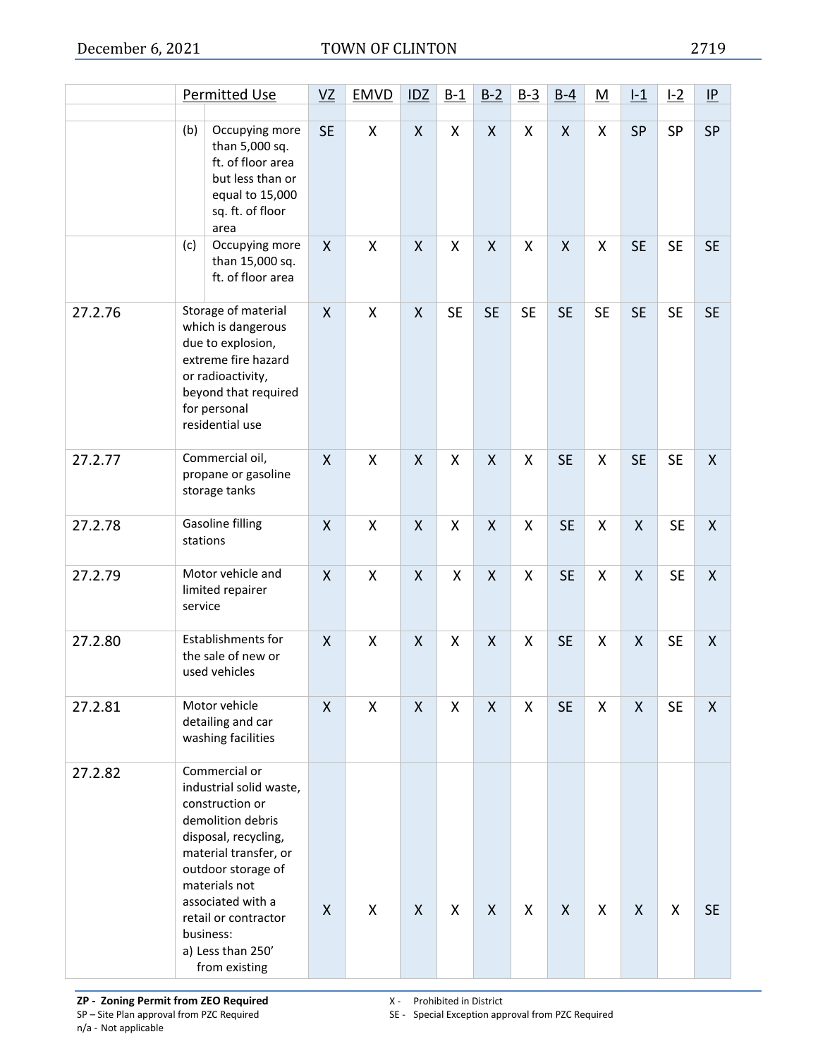| | Permitted Use | VZ | EMVD | IDZ | B-1 | B-2 | B-3 | B-4 | M | I-1 | I-2 | IP |
|---|---|---|---|---|---|---|---|---|---|---|---|---|
| | (b) Occupying more than 5,000 sq. ft. of floor area but less than or equal to 15,000 sq. ft. of floor area | SE | X | X | X | X | X | X | X | SP | SP | SP |
| | (c) Occupying more than 15,000 sq. ft. of floor area | X | X | X | X | X | X | X | X | SE | SE | SE |
| 27.2.76 | Storage of material which is dangerous due to explosion, extreme fire hazard or radioactivity, beyond that required for personal residential use | X | X | X | SE | SE | SE | SE | SE | SE | SE | SE |
| 27.2.77 | Commercial oil, propane or gasoline storage tanks | X | X | X | X | X | X | SE | X | SE | SE | X |
| 27.2.78 | Gasoline filling stations | X | X | X | X | X | X | SE | X | X | SE | X |
| 27.2.79 | Motor vehicle and limited repairer service | X | X | X | X | X | X | SE | X | X | SE | X |
| 27.2.80 | Establishments for the sale of new or used vehicles | X | X | X | X | X | X | SE | X | X | SE | X |
| 27.2.81 | Motor vehicle detailing and car washing facilities | X | X | X | X | X | X | SE | X | X | SE | X |
| 27.2.82 | Commercial or industrial solid waste, construction or demolition debris disposal, recycling, material transfer, or outdoor storage of materials not associated with a retail or contractor business: a) Less than 250' from existing | X | X | X | X | X | X | X | X | X | X | SE |

**ZP - Zoning Permit from ZEO Required**
SP – Site Plan approval from PZC Required
n/a - Not applicable
X - Prohibited in District
SE - Special Exception approval from PZC Required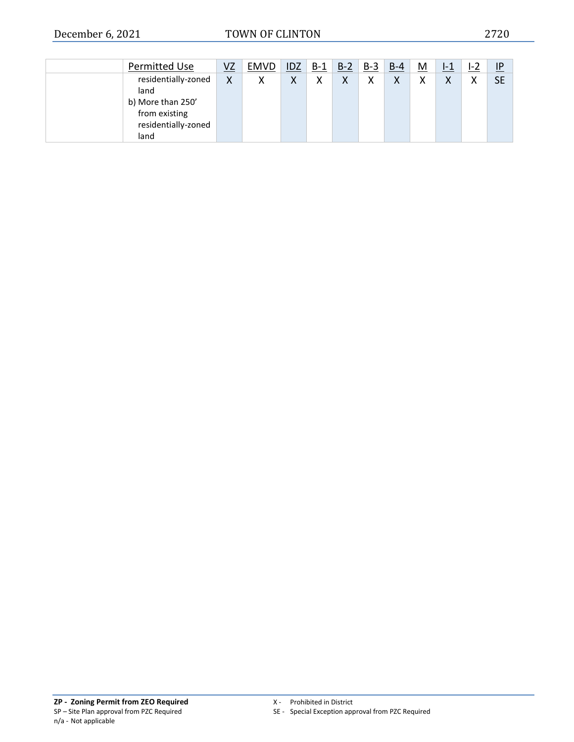| | Permitted Use | VZ | EMVD | IDZ | B-1 | B-2 | B-3 | B-4 | M | I-1 | I-2 | IP |
|---|---|---|---|---|---|---|---|---|---|---|---|---|
| | residentially-zoned land<br>b) More than 250' from existing residentially-zoned land | X | X | X | X | X | X | X | X | X | X | SE |

**ZP - Zoning Permit from ZEO Required**
SP – Site Plan approval from PZC Required
n/a - Not applicable

X - Prohibited in District
SE - Special Exception approval from PZC Required